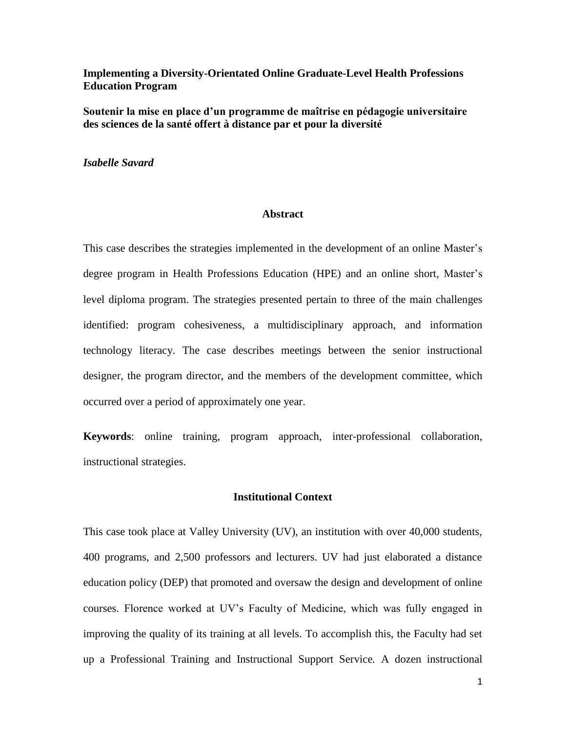# Implementing a Diversity-Orientated Online Graduate-Level Health Professions Education Program

**Soutenir la mise en place d'un programme de maîtrise en pédagogie universitaire des sciences de la santé offert à distance par et pour la diversité**

***Isabelle Savard***

## Abstract

This case describes the strategies implemented in the development of an online Master's degree program in Health Professions Education (HPE) and an online short, Master's level diploma program. The strategies presented pertain to three of the main challenges identified: program cohesiveness, a multidisciplinary approach, and information technology literacy. The case describes meetings between the senior instructional designer, the program director, and the members of the development committee, which occurred over a period of approximately one year.

**Keywords**: online training, program approach, inter-professional collaboration, instructional strategies.

## Institutional Context

This case took place at Valley University (UV), an institution with over 40,000 students, 400 programs, and 2,500 professors and lecturers. UV had just elaborated a distance education policy (DEP) that promoted and oversaw the design and development of online courses. Florence worked at UV's Faculty of Medicine, which was fully engaged in improving the quality of its training at all levels. To accomplish this, the Faculty had set up a Professional Training and Instructional Support Service. A dozen instructional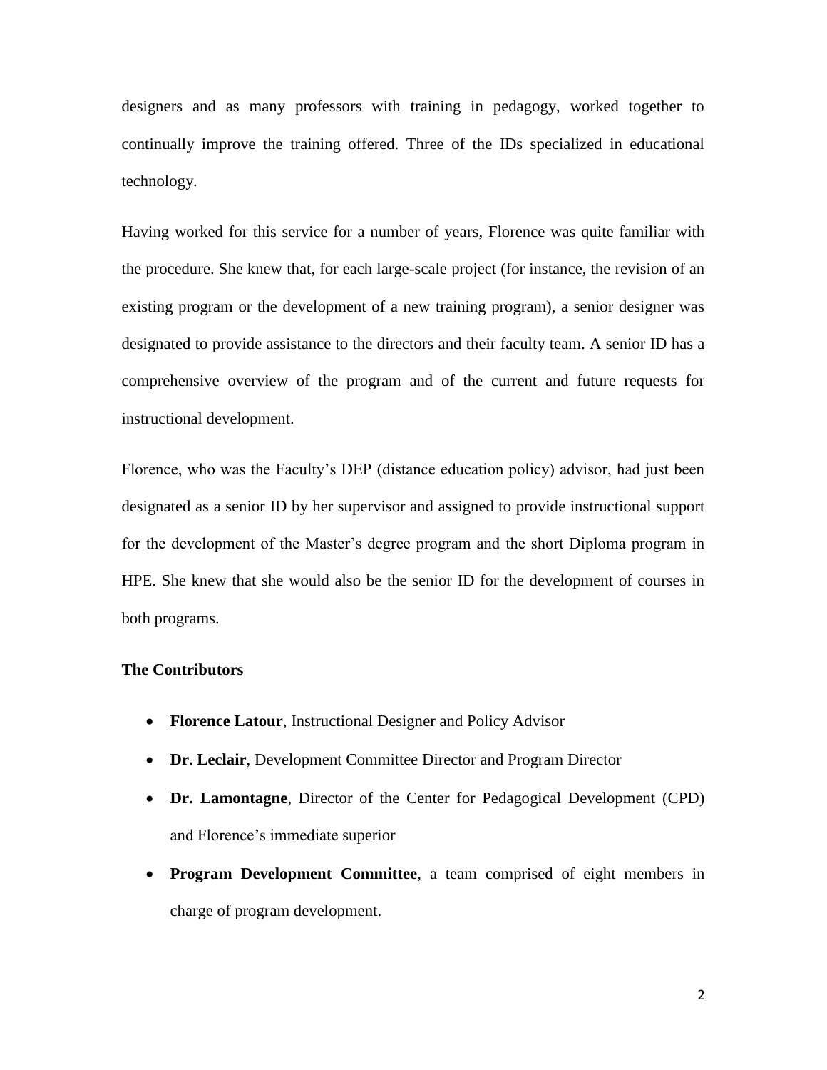designers and as many professors with training in pedagogy, worked together to continually improve the training offered. Three of the IDs specialized in educational technology.

Having worked for this service for a number of years, Florence was quite familiar with the procedure. She knew that, for each large-scale project (for instance, the revision of an existing program or the development of a new training program), a senior designer was designated to provide assistance to the directors and their faculty team. A senior ID has a comprehensive overview of the program and of the current and future requests for instructional development.

Florence, who was the Faculty's DEP (distance education policy) advisor, had just been designated as a senior ID by her supervisor and assigned to provide instructional support for the development of the Master's degree program and the short Diploma program in HPE. She knew that she would also be the senior ID for the development of courses in both programs.

**The Contributors**

- **Florence Latour**, Instructional Designer and Policy Advisor
- **Dr. Leclair**, Development Committee Director and Program Director
- **Dr. Lamontagne**, Director of the Center for Pedagogical Development (CPD) and Florence's immediate superior
- **Program Development Committee**, a team comprised of eight members in charge of program development.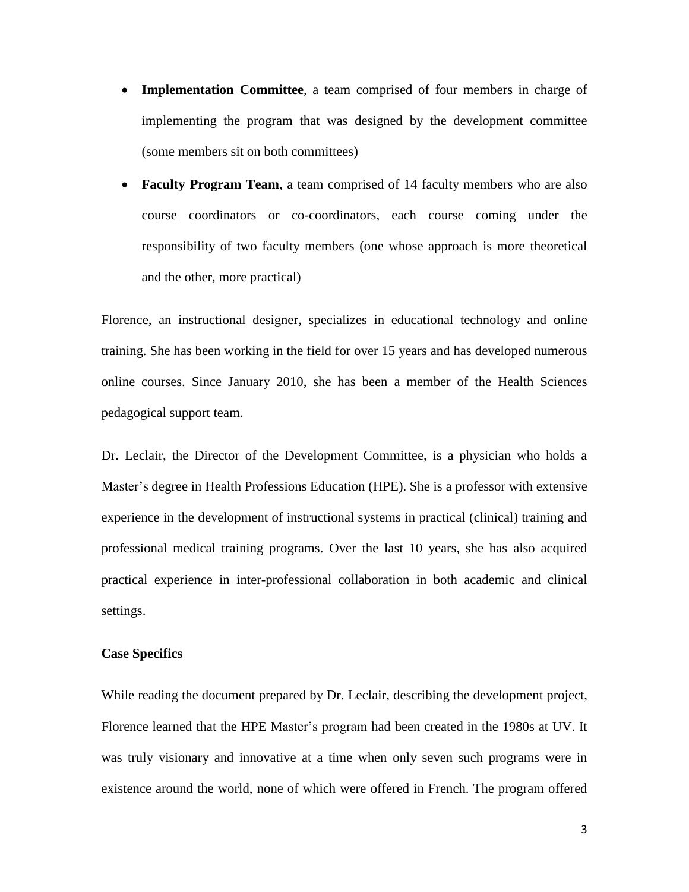- **Implementation Committee**, a team comprised of four members in charge of implementing the program that was designed by the development committee (some members sit on both committees)
- **Faculty Program Team**, a team comprised of 14 faculty members who are also course coordinators or co-coordinators, each course coming under the responsibility of two faculty members (one whose approach is more theoretical and the other, more practical)

Florence, an instructional designer, specializes in educational technology and online training. She has been working in the field for over 15 years and has developed numerous online courses. Since January 2010, she has been a member of the Health Sciences pedagogical support team.

Dr. Leclair, the Director of the Development Committee, is a physician who holds a Master's degree in Health Professions Education (HPE). She is a professor with extensive experience in the development of instructional systems in practical (clinical) training and professional medical training programs. Over the last 10 years, she has also acquired practical experience in inter-professional collaboration in both academic and clinical settings.

**Case Specifics**

While reading the document prepared by Dr. Leclair, describing the development project, Florence learned that the HPE Master's program had been created in the 1980s at UV. It was truly visionary and innovative at a time when only seven such programs were in existence around the world, none of which were offered in French. The program offered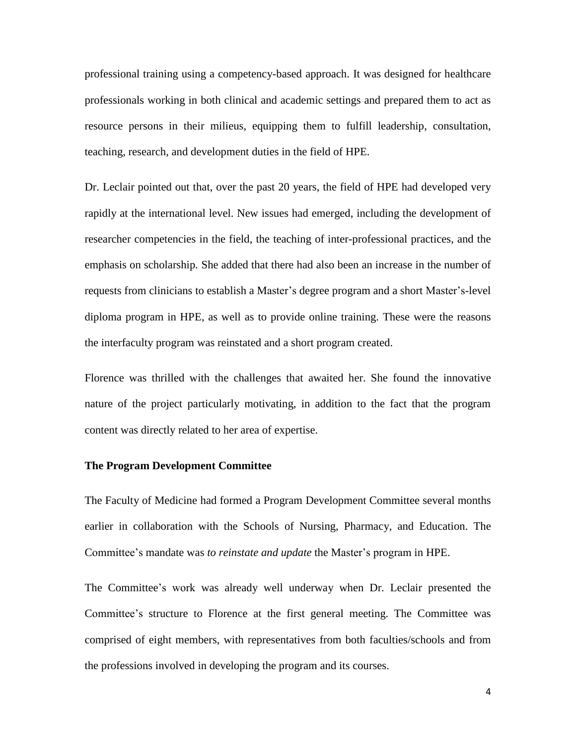professional training using a competency-based approach. It was designed for healthcare professionals working in both clinical and academic settings and prepared them to act as resource persons in their milieus, equipping them to fulfill leadership, consultation, teaching, research, and development duties in the field of HPE.

Dr. Leclair pointed out that, over the past 20 years, the field of HPE had developed very rapidly at the international level. New issues had emerged, including the development of researcher competencies in the field, the teaching of inter-professional practices, and the emphasis on scholarship. She added that there had also been an increase in the number of requests from clinicians to establish a Master's degree program and a short Master's-level diploma program in HPE, as well as to provide online training. These were the reasons the interfaculty program was reinstated and a short program created.

Florence was thrilled with the challenges that awaited her. She found the innovative nature of the project particularly motivating, in addition to the fact that the program content was directly related to her area of expertise.

**The Program Development Committee**

The Faculty of Medicine had formed a Program Development Committee several months earlier in collaboration with the Schools of Nursing, Pharmacy, and Education. The Committee's mandate was *to reinstate and update* the Master's program in HPE.

The Committee's work was already well underway when Dr. Leclair presented the Committee's structure to Florence at the first general meeting. The Committee was comprised of eight members, with representatives from both faculties/schools and from the professions involved in developing the program and its courses.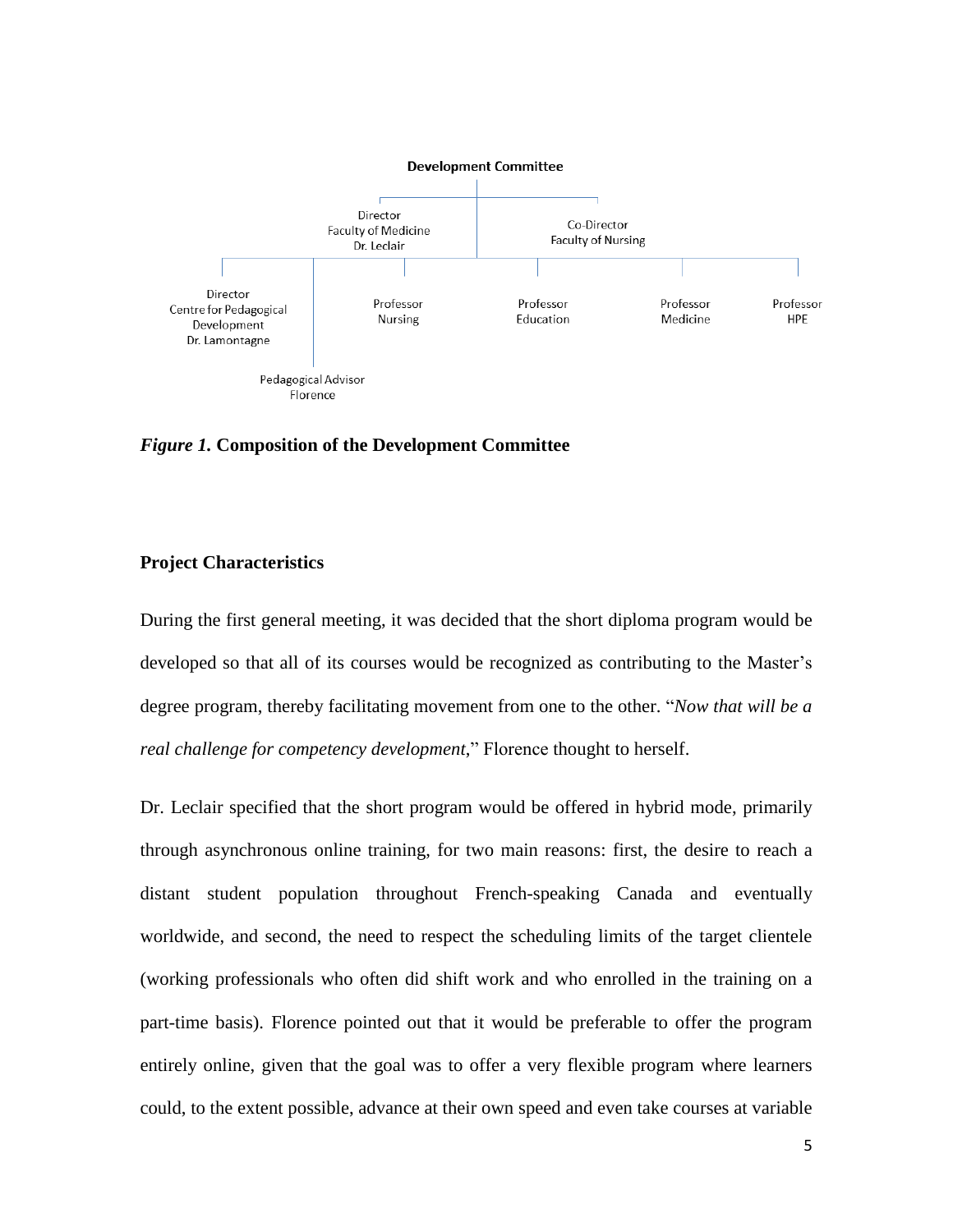**Development Committee**

- Director, Faculty of Medicine, Dr. Leclair
- Co-Director, Faculty of Nursing
  - Director, Centre for Pedagogical Development, Dr. Lamontagne
  - Pedagogical Advisor, Florence
  - Professor, Nursing
  - Professor, Education
  - Professor, Medicine
  - Professor, HPE

***Figure 1.*** **Composition of the Development Committee**

## Project Characteristics

During the first general meeting, it was decided that the short diploma program would be developed so that all of its courses would be recognized as contributing to the Master's degree program, thereby facilitating movement from one to the other. "*Now that will be a real challenge for competency development*," Florence thought to herself.

Dr. Leclair specified that the short program would be offered in hybrid mode, primarily through asynchronous online training, for two main reasons: first, the desire to reach a distant student population throughout French-speaking Canada and eventually worldwide, and second, the need to respect the scheduling limits of the target clientele (working professionals who often did shift work and who enrolled in the training on a part-time basis). Florence pointed out that it would be preferable to offer the program entirely online, given that the goal was to offer a very flexible program where learners could, to the extent possible, advance at their own speed and even take courses at variable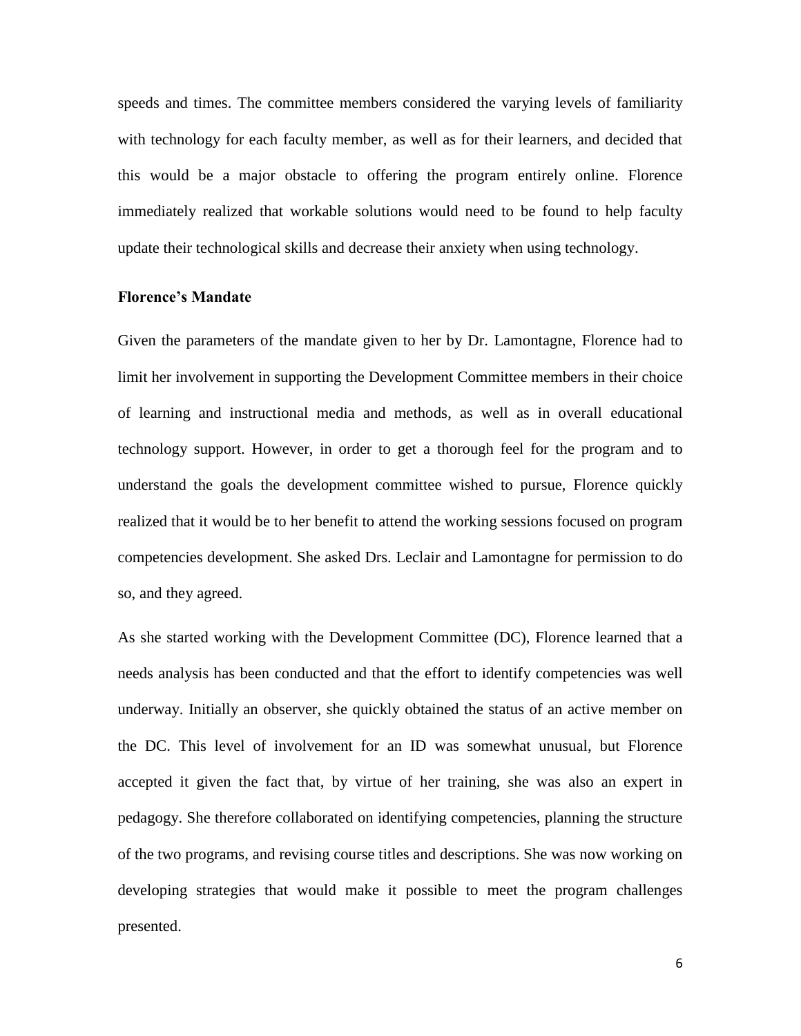speeds and times. The committee members considered the varying levels of familiarity with technology for each faculty member, as well as for their learners, and decided that this would be a major obstacle to offering the program entirely online. Florence immediately realized that workable solutions would need to be found to help faculty update their technological skills and decrease their anxiety when using technology.

**Florence's Mandate**

Given the parameters of the mandate given to her by Dr. Lamontagne, Florence had to limit her involvement in supporting the Development Committee members in their choice of learning and instructional media and methods, as well as in overall educational technology support. However, in order to get a thorough feel for the program and to understand the goals the development committee wished to pursue, Florence quickly realized that it would be to her benefit to attend the working sessions focused on program competencies development. She asked Drs. Leclair and Lamontagne for permission to do so, and they agreed.

As she started working with the Development Committee (DC), Florence learned that a needs analysis has been conducted and that the effort to identify competencies was well underway. Initially an observer, she quickly obtained the status of an active member on the DC. This level of involvement for an ID was somewhat unusual, but Florence accepted it given the fact that, by virtue of her training, she was also an expert in pedagogy. She therefore collaborated on identifying competencies, planning the structure of the two programs, and revising course titles and descriptions. She was now working on developing strategies that would make it possible to meet the program challenges presented.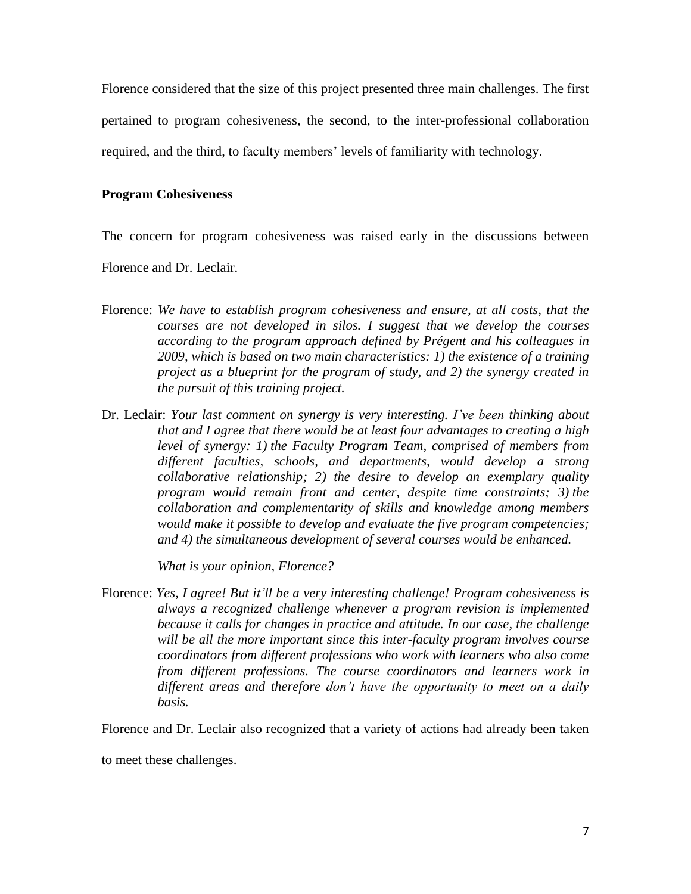Florence considered that the size of this project presented three main challenges. The first pertained to program cohesiveness, the second, to the inter-professional collaboration required, and the third, to faculty members' levels of familiarity with technology.

**Program Cohesiveness**

The concern for program cohesiveness was raised early in the discussions between Florence and Dr. Leclair.

Florence: *We have to establish program cohesiveness and ensure, at all costs, that the courses are not developed in silos. I suggest that we develop the courses according to the program approach defined by Prégent and his colleagues in 2009, which is based on two main characteristics: 1) the existence of a training project as a blueprint for the program of study, and 2) the synergy created in the pursuit of this training project.*

Dr. Leclair: *Your last comment on synergy is very interesting. I've been thinking about that and I agree that there would be at least four advantages to creating a high level of synergy: 1) the Faculty Program Team, comprised of members from different faculties, schools, and departments, would develop a strong collaborative relationship; 2) the desire to develop an exemplary quality program would remain front and center, despite time constraints; 3) the collaboration and complementarity of skills and knowledge among members would make it possible to develop and evaluate the five program competencies; and 4) the simultaneous development of several courses would be enhanced.*

*What is your opinion, Florence?*

Florence: *Yes, I agree! But it'll be a very interesting challenge! Program cohesiveness is always a recognized challenge whenever a program revision is implemented because it calls for changes in practice and attitude. In our case, the challenge will be all the more important since this inter-faculty program involves course coordinators from different professions who work with learners who also come from different professions. The course coordinators and learners work in different areas and therefore don't have the opportunity to meet on a daily basis.*

Florence and Dr. Leclair also recognized that a variety of actions had already been taken to meet these challenges.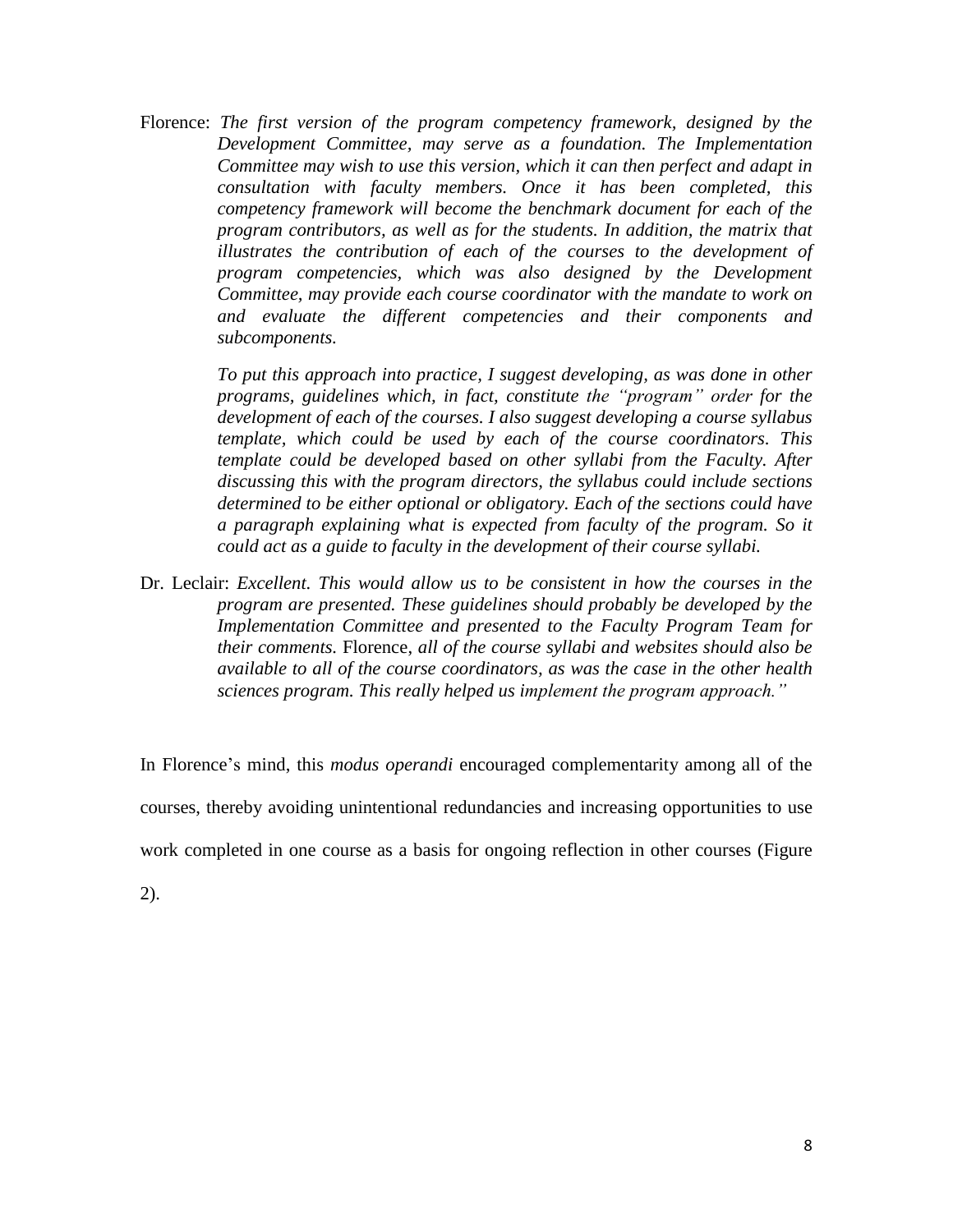Florence: *The first version of the program competency framework, designed by the Development Committee, may serve as a foundation. The Implementation Committee may wish to use this version, which it can then perfect and adapt in consultation with faculty members. Once it has been completed, this competency framework will become the benchmark document for each of the program contributors, as well as for the students. In addition, the matrix that illustrates the contribution of each of the courses to the development of program competencies, which was also designed by the Development Committee, may provide each course coordinator with the mandate to work on and evaluate the different competencies and their components and subcomponents.*

*To put this approach into practice, I suggest developing, as was done in other programs, guidelines which, in fact, constitute the "program" order for the development of each of the courses. I also suggest developing a course syllabus template, which could be used by each of the course coordinators. This template could be developed based on other syllabi from the Faculty. After discussing this with the program directors, the syllabus could include sections determined to be either optional or obligatory. Each of the sections could have a paragraph explaining what is expected from faculty of the program. So it could act as a guide to faculty in the development of their course syllabi.*

Dr. Leclair: *Excellent. This would allow us to be consistent in how the courses in the program are presented. These guidelines should probably be developed by the Implementation Committee and presented to the Faculty Program Team for their comments.* Florence, *all of the course syllabi and websites should also be available to all of the course coordinators, as was the case in the other health sciences program. This really helped us implement the program approach."*

In Florence's mind, this *modus operandi* encouraged complementarity among all of the courses, thereby avoiding unintentional redundancies and increasing opportunities to use work completed in one course as a basis for ongoing reflection in other courses (Figure 2).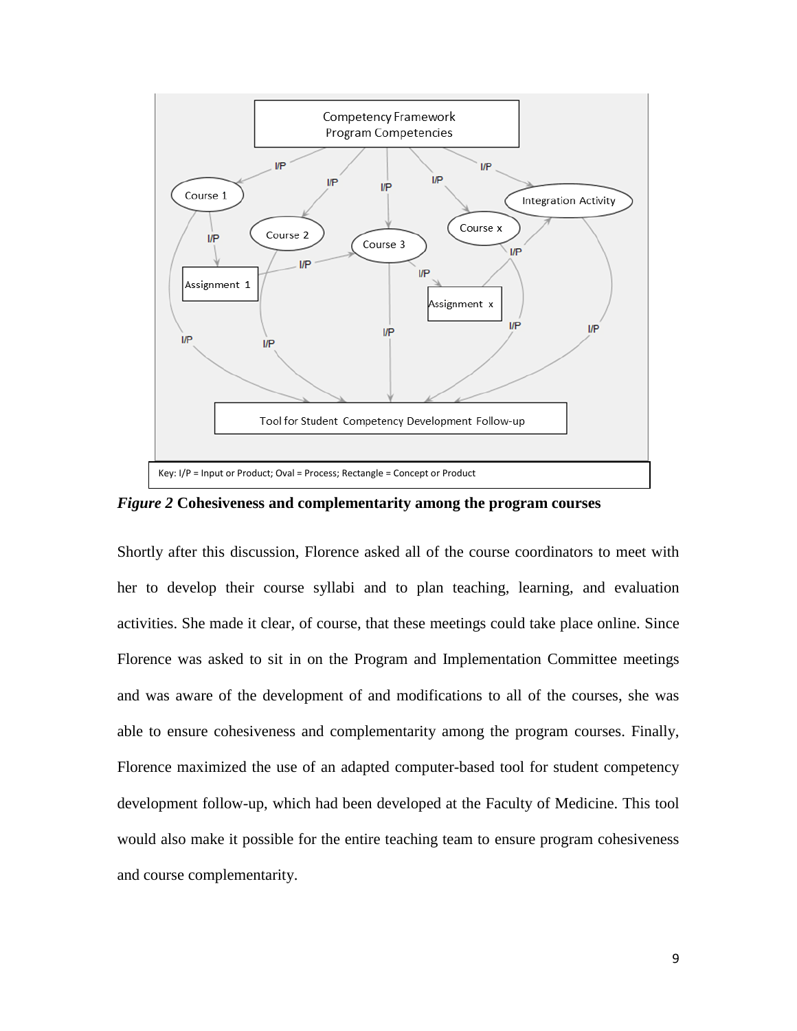Key: I/P = Input or Product; Oval = Process; Rectangle = Concept or Product

*Figure 2* **Cohesiveness and complementarity among the program courses**

Shortly after this discussion, Florence asked all of the course coordinators to meet with her to develop their course syllabi and to plan teaching, learning, and evaluation activities. She made it clear, of course, that these meetings could take place online. Since Florence was asked to sit in on the Program and Implementation Committee meetings and was aware of the development of and modifications to all of the courses, she was able to ensure cohesiveness and complementarity among the program courses. Finally, Florence maximized the use of an adapted computer-based tool for student competency development follow-up, which had been developed at the Faculty of Medicine. This tool would also make it possible for the entire teaching team to ensure program cohesiveness and course complementarity.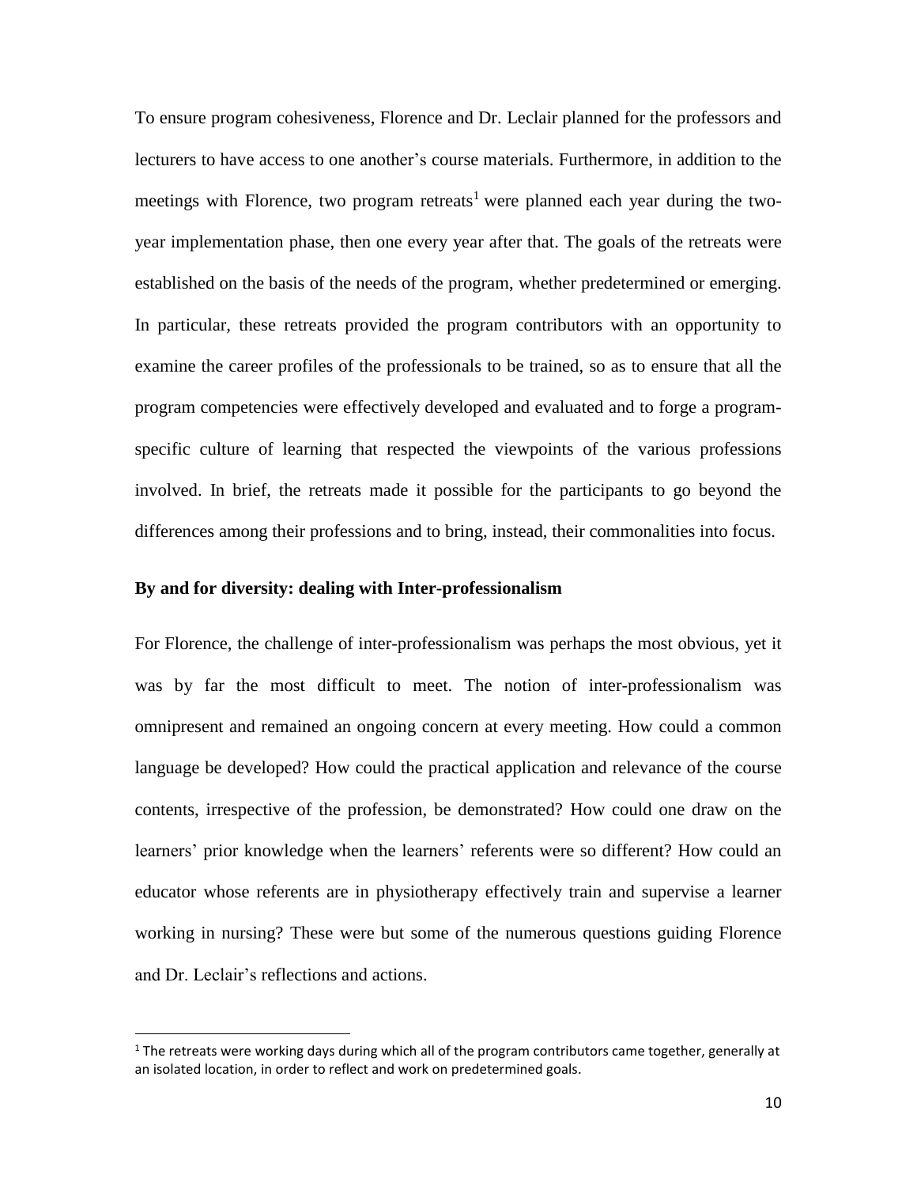To ensure program cohesiveness, Florence and Dr. Leclair planned for the professors and lecturers to have access to one another's course materials. Furthermore, in addition to the meetings with Florence, two program retreats[1] were planned each year during the two-year implementation phase, then one every year after that. The goals of the retreats were established on the basis of the needs of the program, whether predetermined or emerging. In particular, these retreats provided the program contributors with an opportunity to examine the career profiles of the professionals to be trained, so as to ensure that all the program competencies were effectively developed and evaluated and to forge a program-specific culture of learning that respected the viewpoints of the various professions involved. In brief, the retreats made it possible for the participants to go beyond the differences among their professions and to bring, instead, their commonalities into focus.

**By and for diversity: dealing with Inter-professionalism**

For Florence, the challenge of inter-professionalism was perhaps the most obvious, yet it was by far the most difficult to meet. The notion of inter-professionalism was omnipresent and remained an ongoing concern at every meeting. How could a common language be developed? How could the practical application and relevance of the course contents, irrespective of the profession, be demonstrated? How could one draw on the learners' prior knowledge when the learners' referents were so different? How could an educator whose referents are in physiotherapy effectively train and supervise a learner working in nursing? These were but some of the numerous questions guiding Florence and Dr. Leclair's reflections and actions.

[1] The retreats were working days during which all of the program contributors came together, generally at an isolated location, in order to reflect and work on predetermined goals.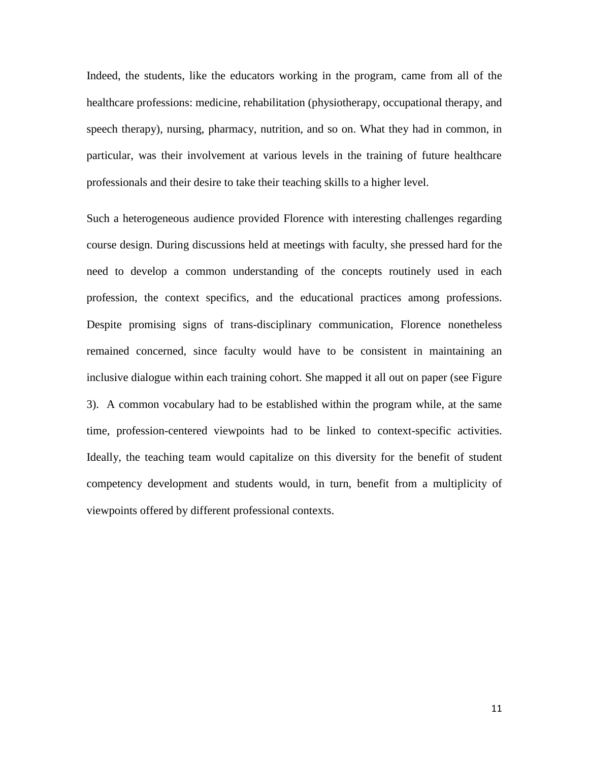Indeed, the students, like the educators working in the program, came from all of the healthcare professions: medicine, rehabilitation (physiotherapy, occupational therapy, and speech therapy), nursing, pharmacy, nutrition, and so on. What they had in common, in particular, was their involvement at various levels in the training of future healthcare professionals and their desire to take their teaching skills to a higher level.

Such a heterogeneous audience provided Florence with interesting challenges regarding course design. During discussions held at meetings with faculty, she pressed hard for the need to develop a common understanding of the concepts routinely used in each profession, the context specifics, and the educational practices among professions. Despite promising signs of trans-disciplinary communication, Florence nonetheless remained concerned, since faculty would have to be consistent in maintaining an inclusive dialogue within each training cohort. She mapped it all out on paper (see Figure 3). A common vocabulary had to be established within the program while, at the same time, profession-centered viewpoints had to be linked to context-specific activities. Ideally, the teaching team would capitalize on this diversity for the benefit of student competency development and students would, in turn, benefit from a multiplicity of viewpoints offered by different professional contexts.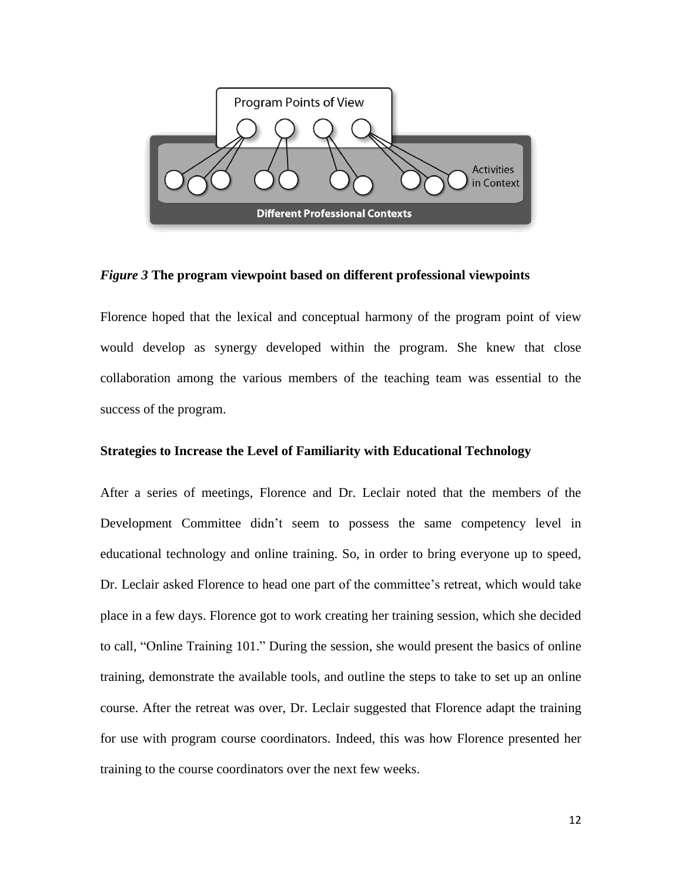*Figure 3* **The program viewpoint based on different professional viewpoints**

Florence hoped that the lexical and conceptual harmony of the program point of view would develop as synergy developed within the program. She knew that close collaboration among the various members of the teaching team was essential to the success of the program.

**Strategies to Increase the Level of Familiarity with Educational Technology**

After a series of meetings, Florence and Dr. Leclair noted that the members of the Development Committee didn't seem to possess the same competency level in educational technology and online training. So, in order to bring everyone up to speed, Dr. Leclair asked Florence to head one part of the committee's retreat, which would take place in a few days. Florence got to work creating her training session, which she decided to call, "Online Training 101." During the session, she would present the basics of online training, demonstrate the available tools, and outline the steps to take to set up an online course. After the retreat was over, Dr. Leclair suggested that Florence adapt the training for use with program course coordinators. Indeed, this was how Florence presented her training to the course coordinators over the next few weeks.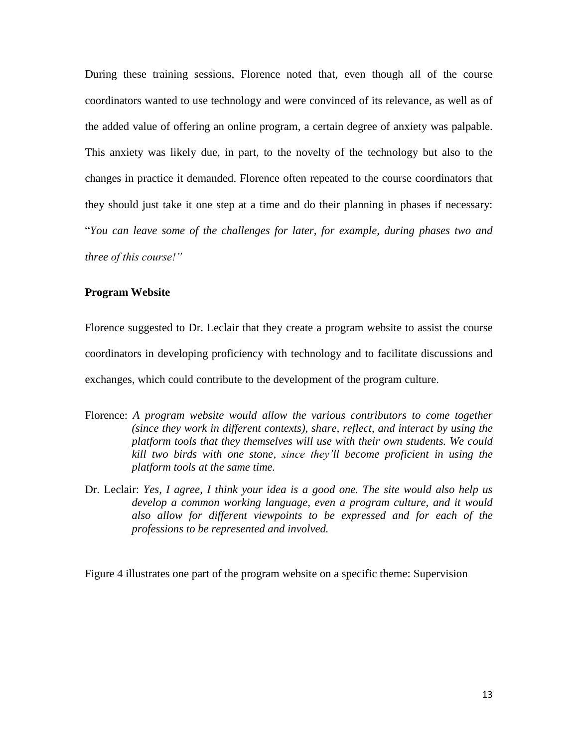During these training sessions, Florence noted that, even though all of the course coordinators wanted to use technology and were convinced of its relevance, as well as of the added value of offering an online program, a certain degree of anxiety was palpable. This anxiety was likely due, in part, to the novelty of the technology but also to the changes in practice it demanded. Florence often repeated to the course coordinators that they should just take it one step at a time and do their planning in phases if necessary: "*You can leave some of the challenges for later, for example, during phases two and three of this course!"*

**Program Website**

Florence suggested to Dr. Leclair that they create a program website to assist the course coordinators in developing proficiency with technology and to facilitate discussions and exchanges, which could contribute to the development of the program culture.

Florence: *A program website would allow the various contributors to come together (since they work in different contexts), share, reflect, and interact by using the platform tools that they themselves will use with their own students. We could kill two birds with one stone, since they'll become proficient in using the platform tools at the same time.*

Dr. Leclair: *Yes, I agree, I think your idea is a good one. The site would also help us develop a common working language, even a program culture, and it would also allow for different viewpoints to be expressed and for each of the professions to be represented and involved.*

Figure 4 illustrates one part of the program website on a specific theme: Supervision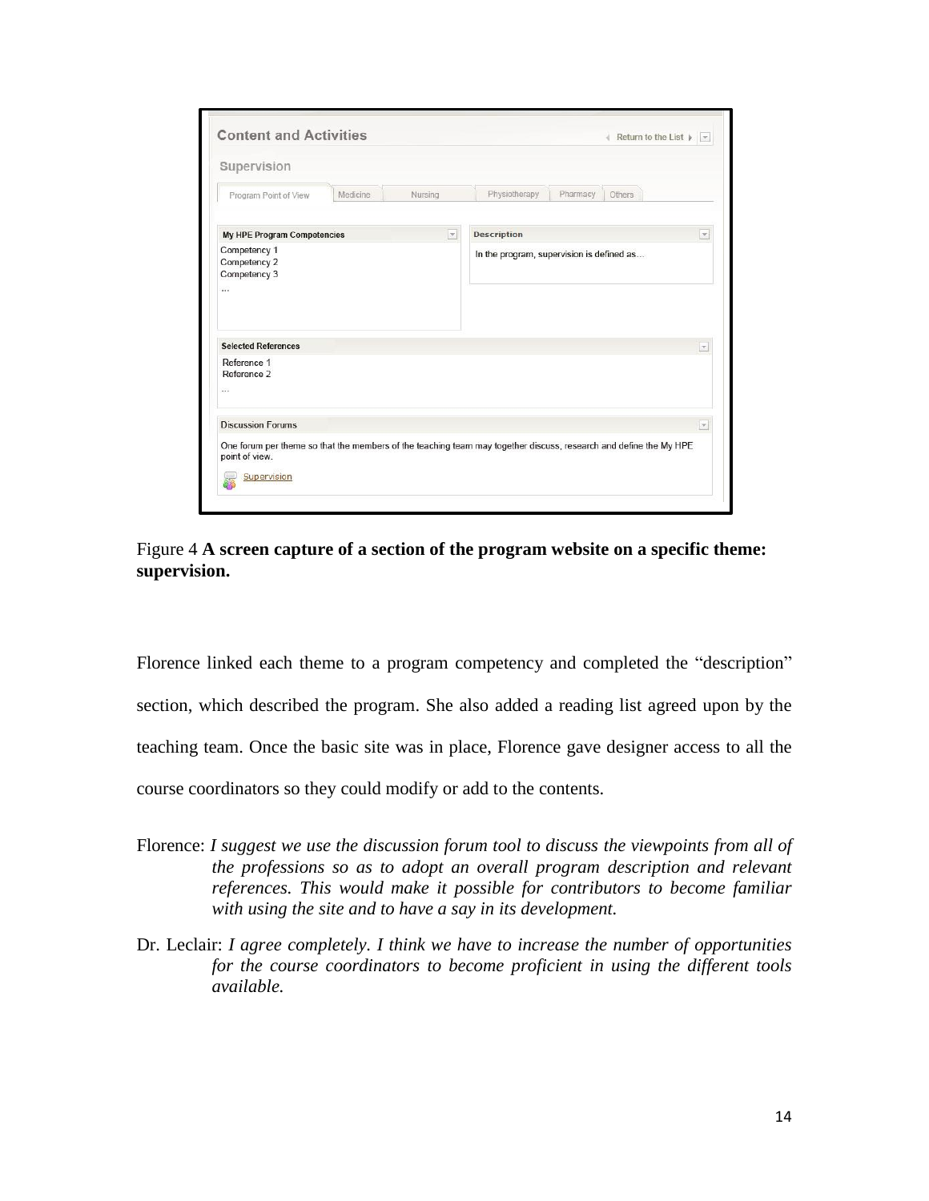Figure 4 **A screen capture of a section of the program website on a specific theme: supervision.**

Florence linked each theme to a program competency and completed the "description" section, which described the program. She also added a reading list agreed upon by the teaching team. Once the basic site was in place, Florence gave designer access to all the course coordinators so they could modify or add to the contents.

Florence: *I suggest we use the discussion forum tool to discuss the viewpoints from all of the professions so as to adopt an overall program description and relevant references. This would make it possible for contributors to become familiar with using the site and to have a say in its development.*

Dr. Leclair: *I agree completely. I think we have to increase the number of opportunities for the course coordinators to become proficient in using the different tools available.*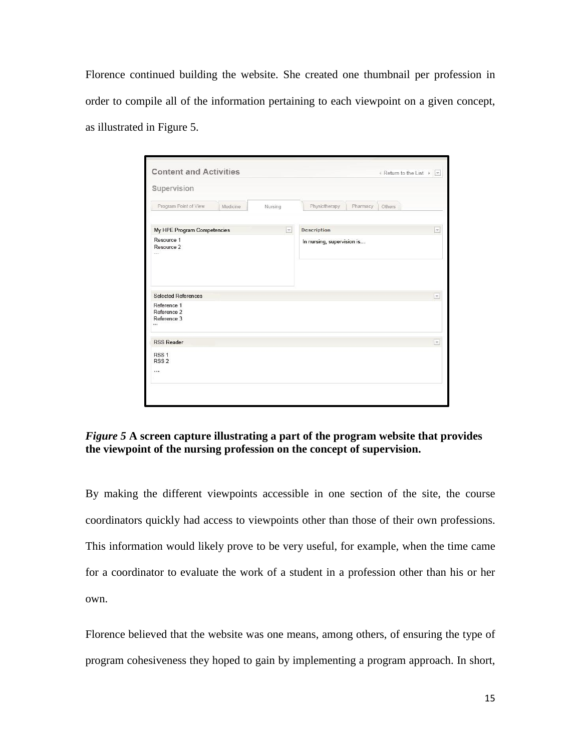Florence continued building the website. She created one thumbnail per profession in order to compile all of the information pertaining to each viewpoint on a given concept, as illustrated in Figure 5.

***Figure 5*** **A screen capture illustrating a part of the program website that provides the viewpoint of the nursing profession on the concept of supervision.**

By making the different viewpoints accessible in one section of the site, the course coordinators quickly had access to viewpoints other than those of their own professions. This information would likely prove to be very useful, for example, when the time came for a coordinator to evaluate the work of a student in a profession other than his or her own.

Florence believed that the website was one means, among others, of ensuring the type of program cohesiveness they hoped to gain by implementing a program approach. In short,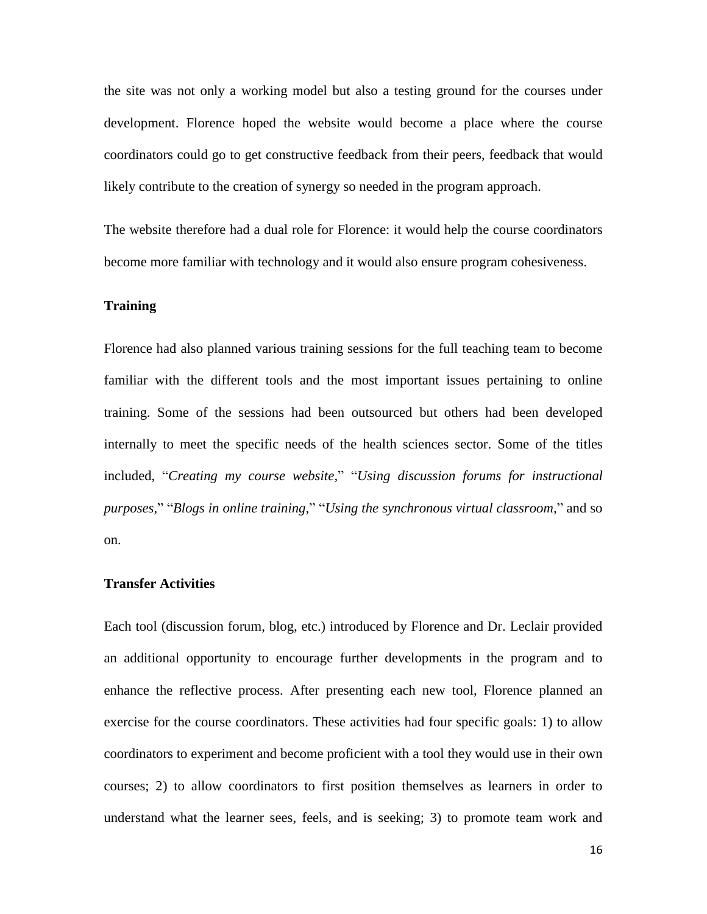the site was not only a working model but also a testing ground for the courses under development. Florence hoped the website would become a place where the course coordinators could go to get constructive feedback from their peers, feedback that would likely contribute to the creation of synergy so needed in the program approach.

The website therefore had a dual role for Florence: it would help the course coordinators become more familiar with technology and it would also ensure program cohesiveness.

### Training

Florence had also planned various training sessions for the full teaching team to become familiar with the different tools and the most important issues pertaining to online training. Some of the sessions had been outsourced but others had been developed internally to meet the specific needs of the health sciences sector. Some of the titles included, "*Creating my course website,*" "*Using discussion forums for instructional purposes,*" "*Blogs in online training,*" "*Using the synchronous virtual classroom,*" and so on.

### Transfer Activities

Each tool (discussion forum, blog, etc.) introduced by Florence and Dr. Leclair provided an additional opportunity to encourage further developments in the program and to enhance the reflective process. After presenting each new tool, Florence planned an exercise for the course coordinators. These activities had four specific goals: 1) to allow coordinators to experiment and become proficient with a tool they would use in their own courses; 2) to allow coordinators to first position themselves as learners in order to understand what the learner sees, feels, and is seeking; 3) to promote team work and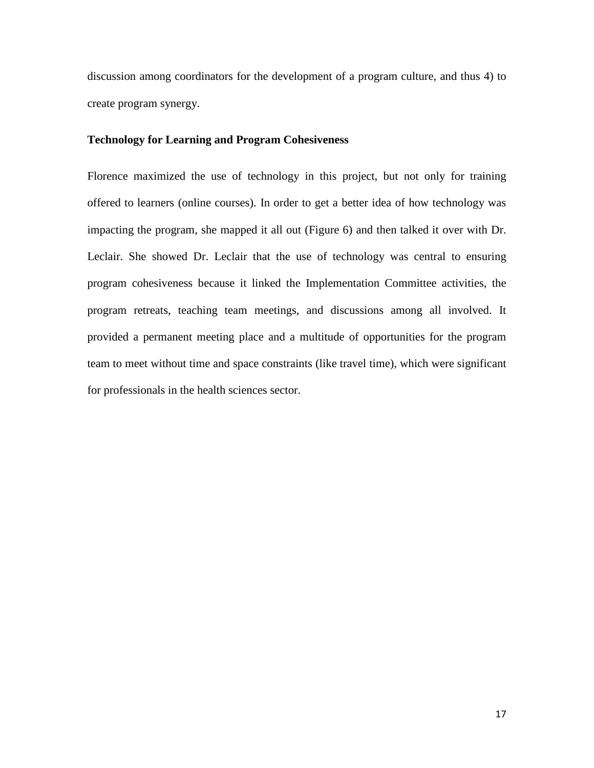discussion among coordinators for the development of a program culture, and thus 4) to create program synergy.

**Technology for Learning and Program Cohesiveness**

Florence maximized the use of technology in this project, but not only for training offered to learners (online courses). In order to get a better idea of how technology was impacting the program, she mapped it all out (Figure 6) and then talked it over with Dr. Leclair. She showed Dr. Leclair that the use of technology was central to ensuring program cohesiveness because it linked the Implementation Committee activities, the program retreats, teaching team meetings, and discussions among all involved. It provided a permanent meeting place and a multitude of opportunities for the program team to meet without time and space constraints (like travel time), which were significant for professionals in the health sciences sector.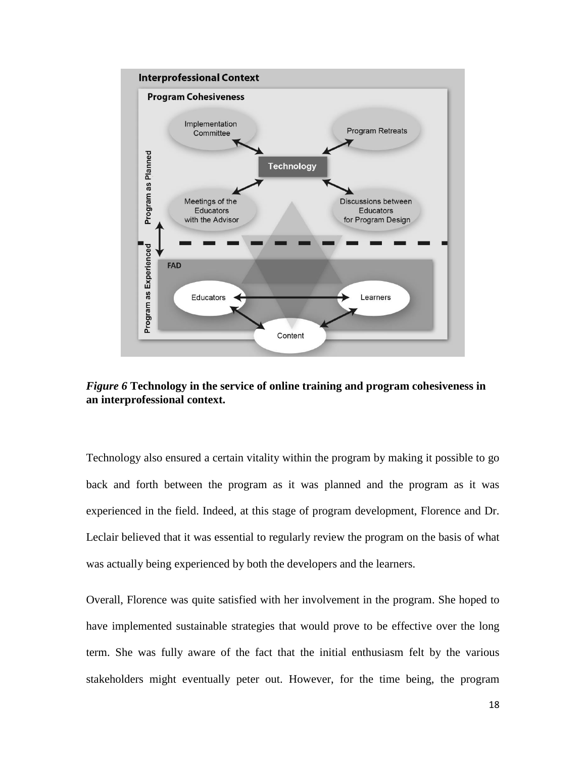*Figure 6* **Technology in the service of online training and program cohesiveness in an interprofessional context.**

Technology also ensured a certain vitality within the program by making it possible to go back and forth between the program as it was planned and the program as it was experienced in the field. Indeed, at this stage of program development, Florence and Dr. Leclair believed that it was essential to regularly review the program on the basis of what was actually being experienced by both the developers and the learners.

Overall, Florence was quite satisfied with her involvement in the program. She hoped to have implemented sustainable strategies that would prove to be effective over the long term. She was fully aware of the fact that the initial enthusiasm felt by the various stakeholders might eventually peter out. However, for the time being, the program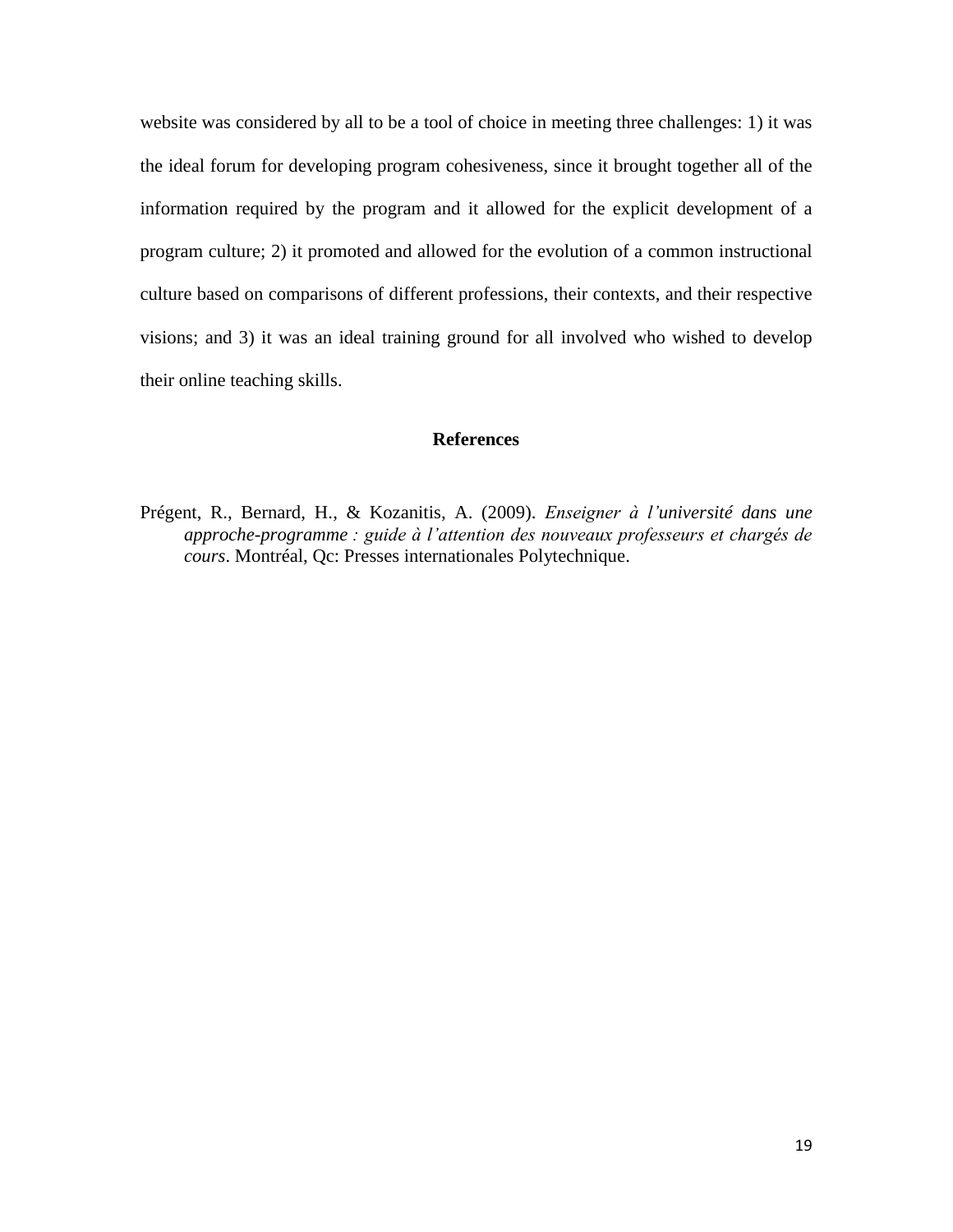website was considered by all to be a tool of choice in meeting three challenges: 1) it was the ideal forum for developing program cohesiveness, since it brought together all of the information required by the program and it allowed for the explicit development of a program culture; 2) it promoted and allowed for the evolution of a common instructional culture based on comparisons of different professions, their contexts, and their respective visions; and 3) it was an ideal training ground for all involved who wished to develop their online teaching skills.

## References

Prégent, R., Bernard, H., & Kozanitis, A. (2009). *Enseigner à l'université dans une approche-programme : guide à l'attention des nouveaux professeurs et chargés de cours*. Montréal, Qc: Presses internationales Polytechnique.